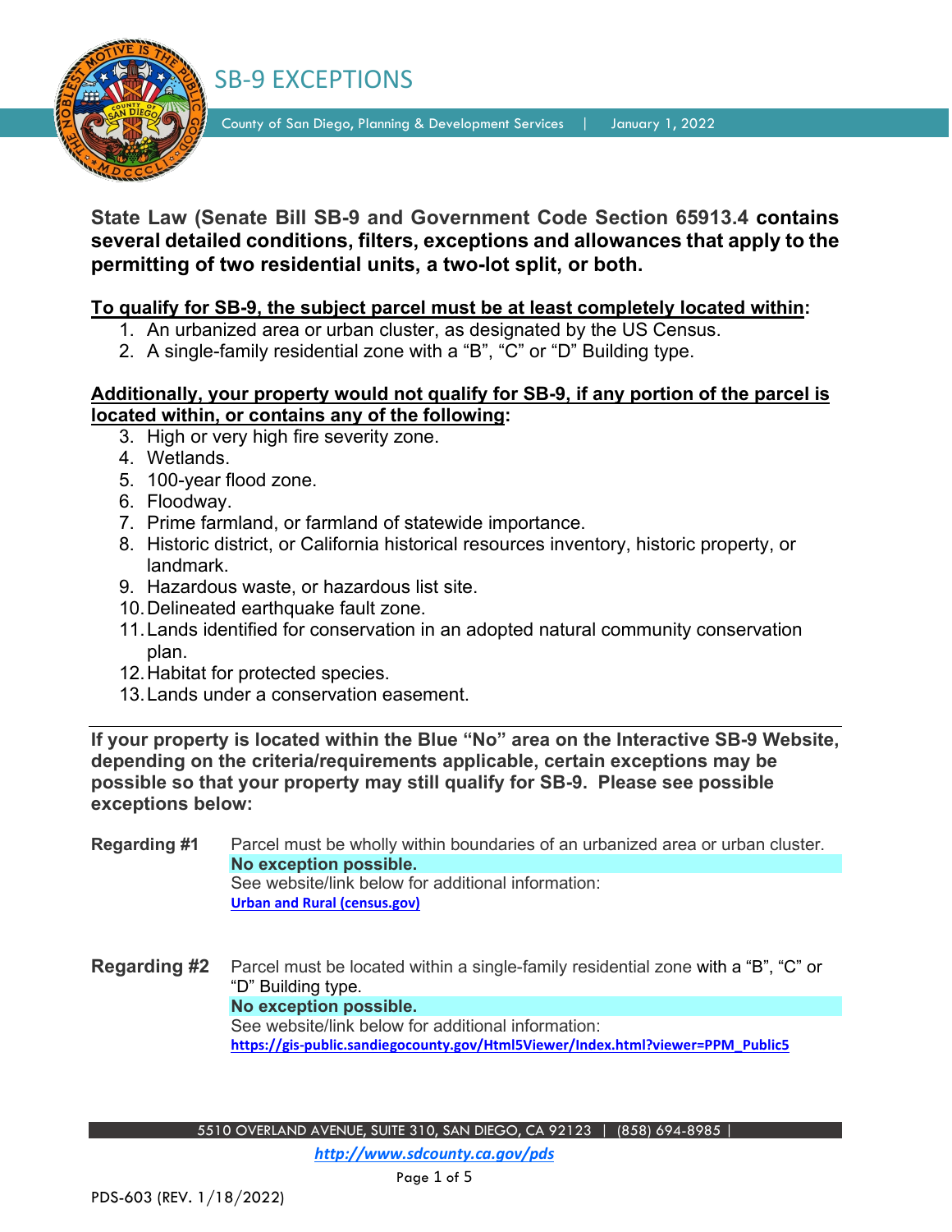# SB-9 EXCEPTIONS

County of San Diego, Planning & Development Services | January 1, 2022

**State Law (Senate Bill SB-9 and Government Code Section 65913.4 contains several detailed conditions, filters, exceptions and allowances that apply to the permitting of two residential units, a two-lot split, or both.**

**To qualify for SB-9, the subject parcel must be at least completely located within:**

1. An urbanized area or urban cluster, as designated by the US Census.
2. A single-family residential zone with a "B", "C" or "D" Building type.

**Additionally, your property would not qualify for SB-9, if any portion of the parcel is located within, or contains any of the following:**

3. High or very high fire severity zone.
4. Wetlands.
5. 100-year flood zone.
6. Floodway.
7. Prime farmland, or farmland of statewide importance.
8. Historic district, or California historical resources inventory, historic property, or landmark.
9. Hazardous waste, or hazardous list site.
10. Delineated earthquake fault zone.
11. Lands identified for conservation in an adopted natural community conservation plan.
12. Habitat for protected species.
13. Lands under a conservation easement.

---

**If your property is located within the Blue "No" area on the Interactive SB-9 Website, depending on the criteria/requirements applicable, certain exceptions may be possible so that your property may still qualify for SB-9. Please see possible exceptions below:**

**Regarding #1** Parcel must be wholly within boundaries of an urbanized area or urban cluster.
**No exception possible.**
See website/link below for additional information:
[Urban and Rural (census.gov)](Urban and Rural (census.gov))

**Regarding #2** Parcel must be located within a single-family residential zone with a "B", "C" or "D" Building type.
**No exception possible.**
See website/link below for additional information:
https://gis-public.sandiegocounty.gov/Html5Viewer/Index.html?viewer=PPM_Public5

5510 OVERLAND AVENUE, SUITE 310, SAN DIEGO, CA 92123 | (858) 694-8985 |
*http://www.sdcounty.ca.gov/pds*

PDS-603 (REV. 1/18/2022)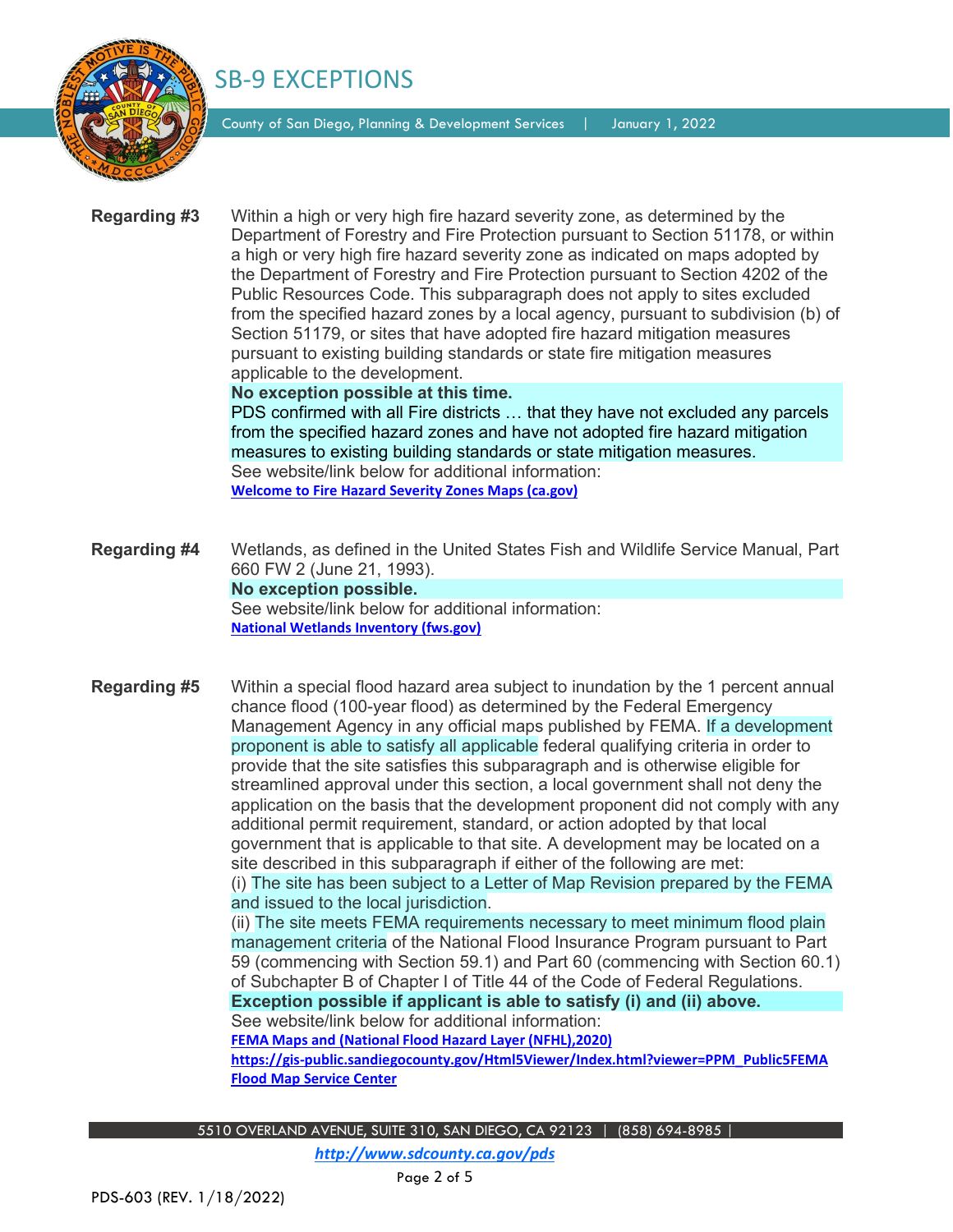**Regarding #3** Within a high or very high fire hazard severity zone, as determined by the Department of Forestry and Fire Protection pursuant to Section 51178, or within a high or very high fire hazard severity zone as indicated on maps adopted by the Department of Forestry and Fire Protection pursuant to Section 4202 of the Public Resources Code. This subparagraph does not apply to sites excluded from the specified hazard zones by a local agency, pursuant to subdivision (b) of Section 51179, or sites that have adopted fire hazard mitigation measures pursuant to existing building standards or state fire mitigation measures applicable to the development.

**No exception possible at this time.**

PDS confirmed with all Fire districts … that they have not excluded any parcels from the specified hazard zones and have not adopted fire hazard mitigation measures to existing building standards or state mitigation measures.

See website/link below for additional information:

[Welcome to Fire Hazard Severity Zones Maps (ca.gov)]

**Regarding #4** Wetlands, as defined in the United States Fish and Wildlife Service Manual, Part 660 FW 2 (June 21, 1993).

**No exception possible.**

See website/link below for additional information:

[National Wetlands Inventory (fws.gov)]

**Regarding #5** Within a special flood hazard area subject to inundation by the 1 percent annual chance flood (100-year flood) as determined by the Federal Emergency Management Agency in any official maps published by FEMA. If a development proponent is able to satisfy all applicable federal qualifying criteria in order to provide that the site satisfies this subparagraph and is otherwise eligible for streamlined approval under this section, a local government shall not deny the application on the basis that the development proponent did not comply with any additional permit requirement, standard, or action adopted by that local government that is applicable to that site. A development may be located on a site described in this subparagraph if either of the following are met:

(i) The site has been subject to a Letter of Map Revision prepared by the FEMA and issued to the local jurisdiction.

(ii) The site meets FEMA requirements necessary to meet minimum flood plain management criteria of the National Flood Insurance Program pursuant to Part 59 (commencing with Section 59.1) and Part 60 (commencing with Section 60.1) of Subchapter B of Chapter I of Title 44 of the Code of Federal Regulations.

**Exception possible if applicant is able to satisfy (i) and (ii) above.**

See website/link below for additional information:

[FEMA Maps and (National Flood Hazard Layer (NFHL),2020)]

https://gis-public.sandiegocounty.gov/Html5Viewer/Index.html?viewer=PPM_Public5FEMA

[Flood Map Service Center]

5510 OVERLAND AVENUE, SUITE 310, SAN DIEGO, CA 92123 | (858) 694-8985 |

*http://www.sdcounty.ca.gov/pds*

PDS-603 (REV. 1/18/2022)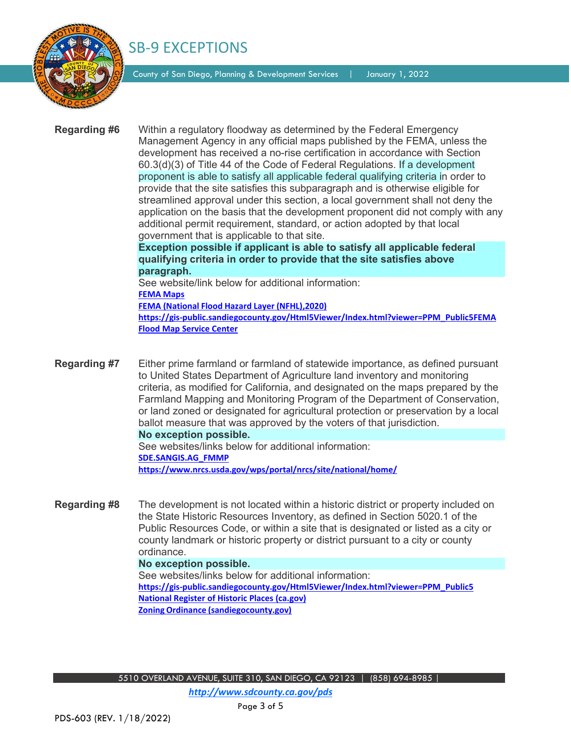**Regarding #6**

Within a regulatory floodway as determined by the Federal Emergency Management Agency in any official maps published by the FEMA, unless the development has received a no-rise certification in accordance with Section 60.3(d)(3) of Title 44 of the Code of Federal Regulations. If a development proponent is able to satisfy all applicable federal qualifying criteria in order to provide that the site satisfies this subparagraph and is otherwise eligible for streamlined approval under this section, a local government shall not deny the application on the basis that the development proponent did not comply with any additional permit requirement, standard, or action adopted by that local government that is applicable to that site.

**Exception possible if applicant is able to satisfy all applicable federal qualifying criteria in order to provide that the site satisfies above paragraph.**

See website/link below for additional information:

[FEMA Maps]()
[FEMA (National Flood Hazard Layer (NFHL),2020)]()
https://gis-public.sandiegocounty.gov/Html5Viewer/Index.html?viewer=PPM_Public5FEMA
[Flood Map Service Center]()

**Regarding #7**

Either prime farmland or farmland of statewide importance, as defined pursuant to United States Department of Agriculture land inventory and monitoring criteria, as modified for California, and designated on the maps prepared by the Farmland Mapping and Monitoring Program of the Department of Conservation, or land zoned or designated for agricultural protection or preservation by a local ballot measure that was approved by the voters of that jurisdiction.

**No exception possible.**

See websites/links below for additional information:

[SDE.SANGIS.AG_FMMP]()
https://www.nrcs.usda.gov/wps/portal/nrcs/site/national/home/

**Regarding #8**

The development is not located within a historic district or property included on the State Historic Resources Inventory, as defined in Section 5020.1 of the Public Resources Code, or within a site that is designated or listed as a city or county landmark or historic property or district pursuant to a city or county ordinance.

**No exception possible.**

See websites/links below for additional information:

https://gis-public.sandiegocounty.gov/Html5Viewer/Index.html?viewer=PPM_Public5
[National Register of Historic Places (ca.gov)]()
[Zoning Ordinance (sandiegocounty.gov)]()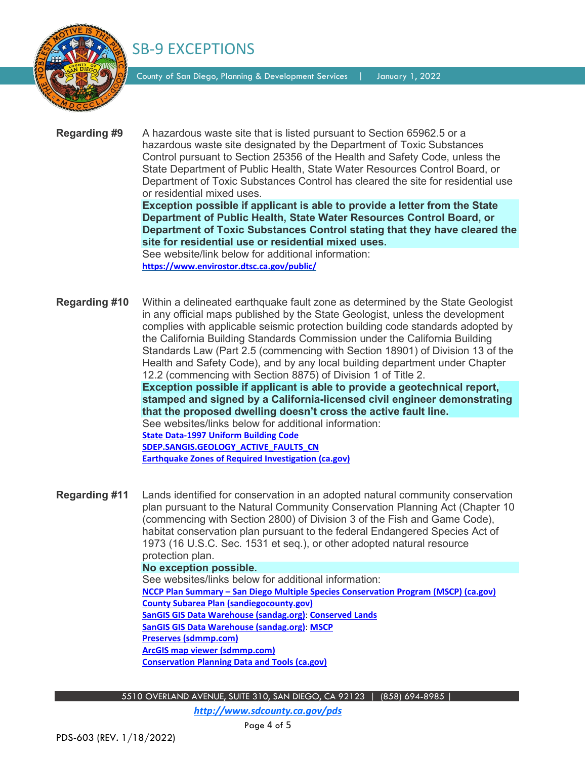**Regarding #9** A hazardous waste site that is listed pursuant to Section 65962.5 or a hazardous waste site designated by the Department of Toxic Substances Control pursuant to Section 25356 of the Health and Safety Code, unless the State Department of Public Health, State Water Resources Control Board, or Department of Toxic Substances Control has cleared the site for residential use or residential mixed uses.

**Exception possible if applicant is able to provide a letter from the State Department of Public Health, State Water Resources Control Board, or Department of Toxic Substances Control stating that they have cleared the site for residential use or residential mixed uses.**

See website/link below for additional information:

https://www.envirostor.dtsc.ca.gov/public/

**Regarding #10** Within a delineated earthquake fault zone as determined by the State Geologist in any official maps published by the State Geologist, unless the development complies with applicable seismic protection building code standards adopted by the California Building Standards Commission under the California Building Standards Law (Part 2.5 (commencing with Section 18901) of Division 13 of the Health and Safety Code), and by any local building department under Chapter 12.2 (commencing with Section 8875) of Division 1 of Title 2.

**Exception possible if applicant is able to provide a geotechnical report, stamped and signed by a California-licensed civil engineer demonstrating that the proposed dwelling doesn't cross the active fault line.**

See websites/links below for additional information:

State Data-1997 Uniform Building Code
SDEP.SANGIS.GEOLOGY_ACTIVE_FAULTS_CN
Earthquake Zones of Required Investigation (ca.gov)

**Regarding #11** Lands identified for conservation in an adopted natural community conservation plan pursuant to the Natural Community Conservation Planning Act (Chapter 10 (commencing with Section 2800) of Division 3 of the Fish and Game Code), habitat conservation plan pursuant to the federal Endangered Species Act of 1973 (16 U.S.C. Sec. 1531 et seq.), or other adopted natural resource protection plan.

**No exception possible.**

See websites/links below for additional information:

NCCP Plan Summary – San Diego Multiple Species Conservation Program (MSCP) (ca.gov)
County Subarea Plan (sandiegocounty.gov)
SanGIS GIS Data Warehouse (sandag.org): Conserved Lands
SanGIS GIS Data Warehouse (sandag.org): MSCP
Preserves (sdmmp.com)
ArcGIS map viewer (sdmmp.com)
Conservation Planning Data and Tools (ca.gov)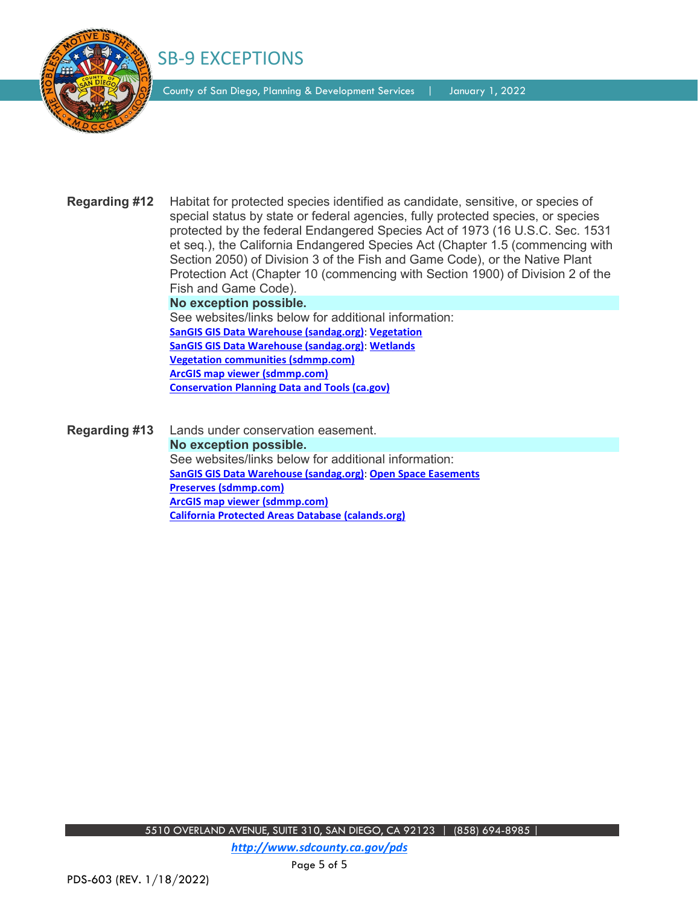**Regarding #12** Habitat for protected species identified as candidate, sensitive, or species of special status by state or federal agencies, fully protected species, or species protected by the federal Endangered Species Act of 1973 (16 U.S.C. Sec. 1531 et seq.), the California Endangered Species Act (Chapter 1.5 (commencing with Section 2050) of Division 3 of the Fish and Game Code), or the Native Plant Protection Act (Chapter 10 (commencing with Section 1900) of Division 2 of the Fish and Game Code).

**No exception possible.**

See websites/links below for additional information:

SanGIS GIS Data Warehouse (sandag.org): Vegetation
SanGIS GIS Data Warehouse (sandag.org): Wetlands
Vegetation communities (sdmmp.com)
ArcGIS map viewer (sdmmp.com)
Conservation Planning Data and Tools (ca.gov)

**Regarding #13** Lands under conservation easement.

**No exception possible.**

See websites/links below for additional information:

SanGIS GIS Data Warehouse (sandag.org): Open Space Easements
Preserves (sdmmp.com)
ArcGIS map viewer (sdmmp.com)
California Protected Areas Database (calands.org)